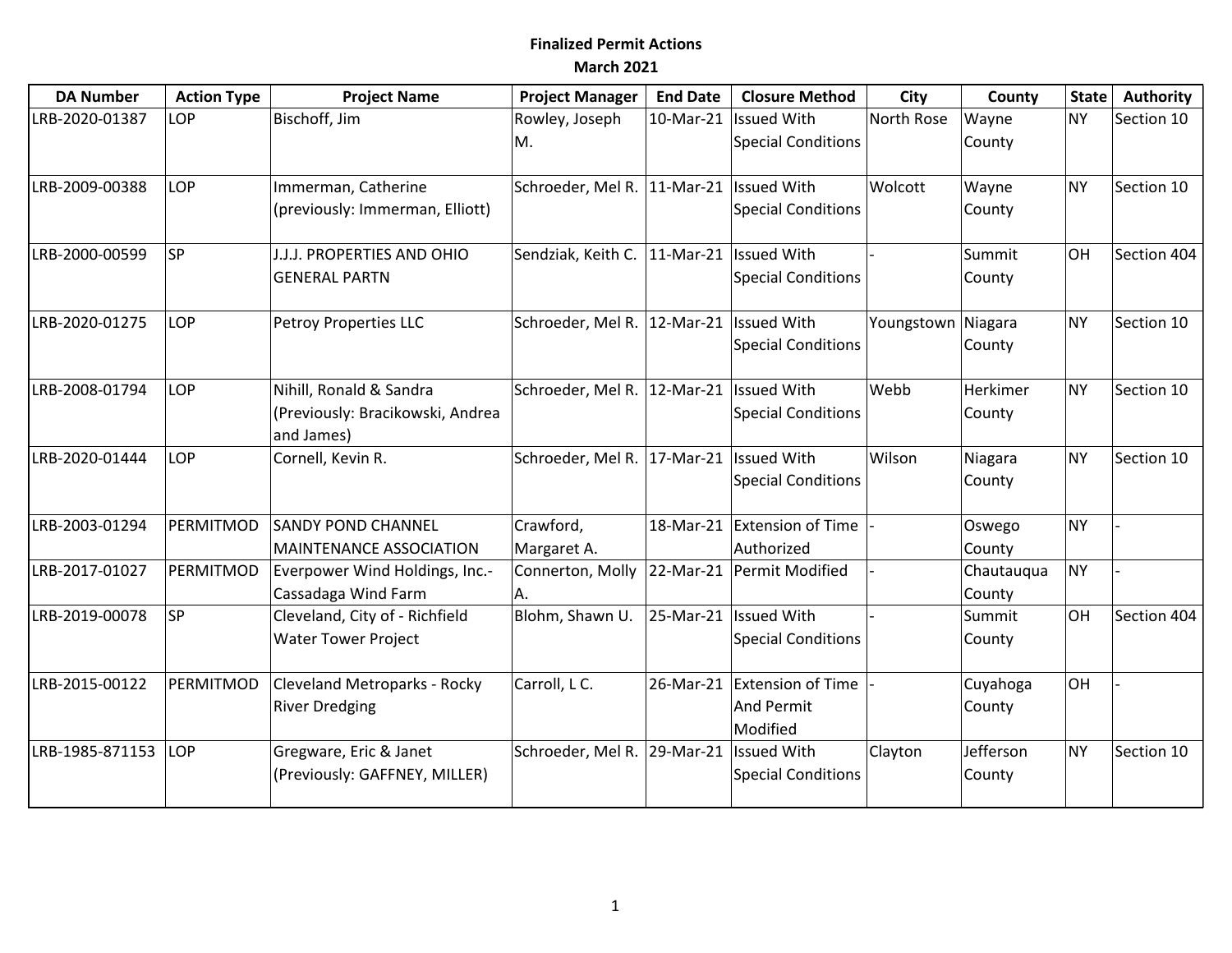**Finalized Permit Actions**
**March 2021**

| DA Number | Action Type | Project Name | Project Manager | End Date | Closure Method | City | County | State | Authority |
|---|---|---|---|---|---|---|---|---|---|
| LRB-2020-01387 | LOP | Bischoff, Jim | Rowley, Joseph M. | 10-Mar-21 | Issued With Special Conditions | North Rose | Wayne County | NY | Section 10 |
| LRB-2009-00388 | LOP | Immerman, Catherine (previously: Immerman, Elliott) | Schroeder, Mel R. | 11-Mar-21 | Issued With Special Conditions | Wolcott | Wayne County | NY | Section 10 |
| LRB-2000-00599 | SP | J.J.J. PROPERTIES AND OHIO GENERAL PARTN | Sendziak, Keith C. | 11-Mar-21 | Issued With Special Conditions | - | Summit County | OH | Section 404 |
| LRB-2020-01275 | LOP | Petroy Properties LLC | Schroeder, Mel R. | 12-Mar-21 | Issued With Special Conditions | Youngstown | Niagara County | NY | Section 10 |
| LRB-2008-01794 | LOP | Nihill, Ronald & Sandra (Previously: Bracikowski, Andrea and James) | Schroeder, Mel R. | 12-Mar-21 | Issued With Special Conditions | Webb | Herkimer County | NY | Section 10 |
| LRB-2020-01444 | LOP | Cornell, Kevin R. | Schroeder, Mel R. | 17-Mar-21 | Issued With Special Conditions | Wilson | Niagara County | NY | Section 10 |
| LRB-2003-01294 | PERMITMOD | SANDY POND CHANNEL MAINTENANCE ASSOCIATION | Crawford, Margaret A. | 18-Mar-21 | Extension of Time Authorized | - | Oswego County | NY | - |
| LRB-2017-01027 | PERMITMOD | Everpower Wind Holdings, Inc.- Cassadaga Wind Farm | Connerton, Molly A. | 22-Mar-21 | Permit Modified | - | Chautauqua County | NY | - |
| LRB-2019-00078 | SP | Cleveland, City of - Richfield Water Tower Project | Blohm, Shawn U. | 25-Mar-21 | Issued With Special Conditions | - | Summit County | OH | Section 404 |
| LRB-2015-00122 | PERMITMOD | Cleveland Metroparks - Rocky River Dredging | Carroll, L C. | 26-Mar-21 | Extension of Time And Permit Modified | - | Cuyahoga County | OH | - |
| LRB-1985-871153 | LOP | Gregware, Eric & Janet (Previously: GAFFNEY, MILLER) | Schroeder, Mel R. | 29-Mar-21 | Issued With Special Conditions | Clayton | Jefferson County | NY | Section 10 |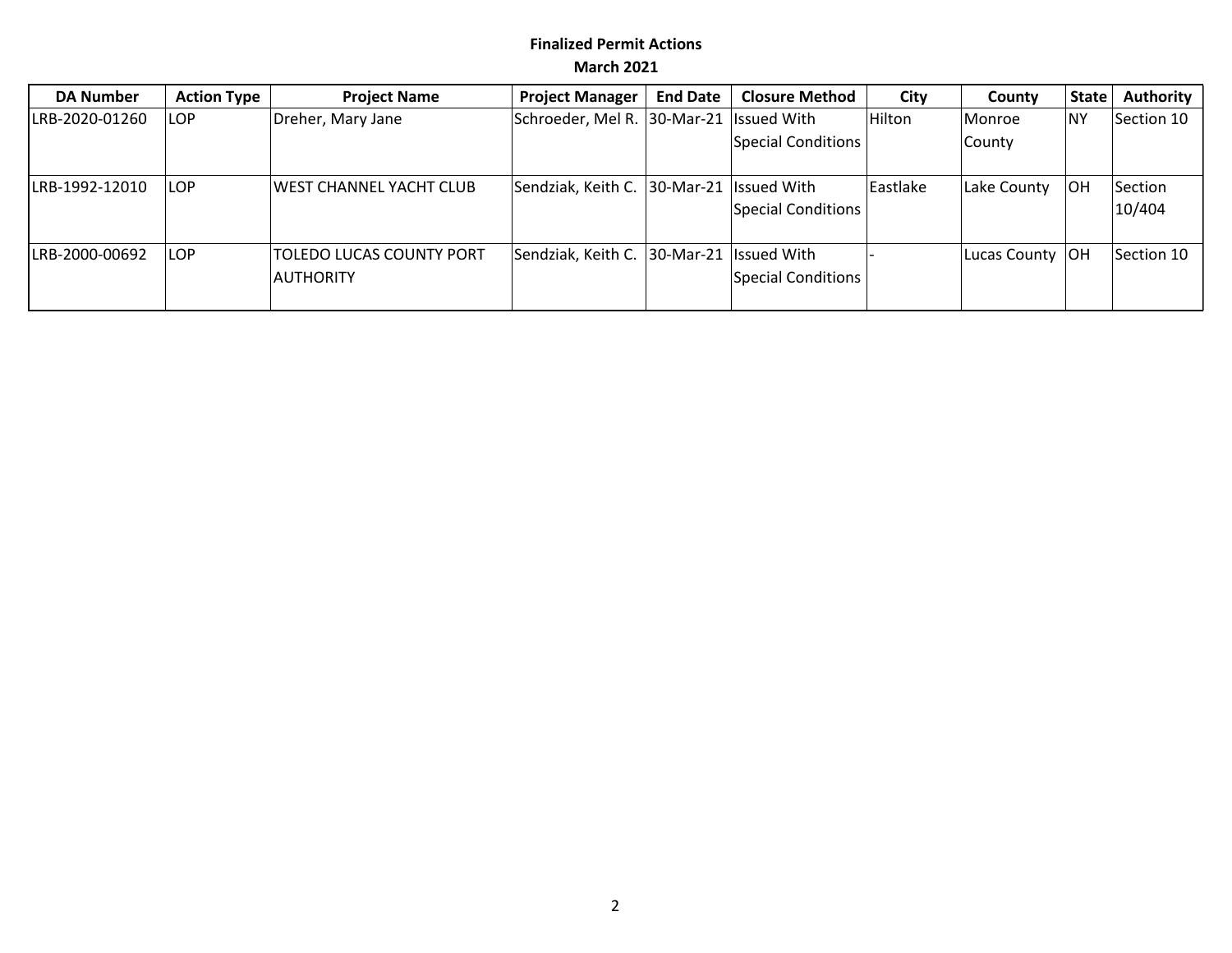**Finalized Permit Actions**

**March 2021**

| DA Number | Action Type | Project Name | Project Manager | End Date | Closure Method | City | County | State | Authority |
|---|---|---|---|---|---|---|---|---|---|
| LRB-2020-01260 | LOP | Dreher, Mary Jane | Schroeder, Mel R. | 30-Mar-21 | Issued With Special Conditions | Hilton | Monroe County | NY | Section 10 |
| LRB-1992-12010 | LOP | WEST CHANNEL YACHT CLUB | Sendziak, Keith C. | 30-Mar-21 | Issued With Special Conditions | Eastlake | Lake County | OH | Section 10/404 |
| LRB-2000-00692 | LOP | TOLEDO LUCAS COUNTY PORT AUTHORITY | Sendziak, Keith C. | 30-Mar-21 | Issued With Special Conditions | - | Lucas County | OH | Section 10 |